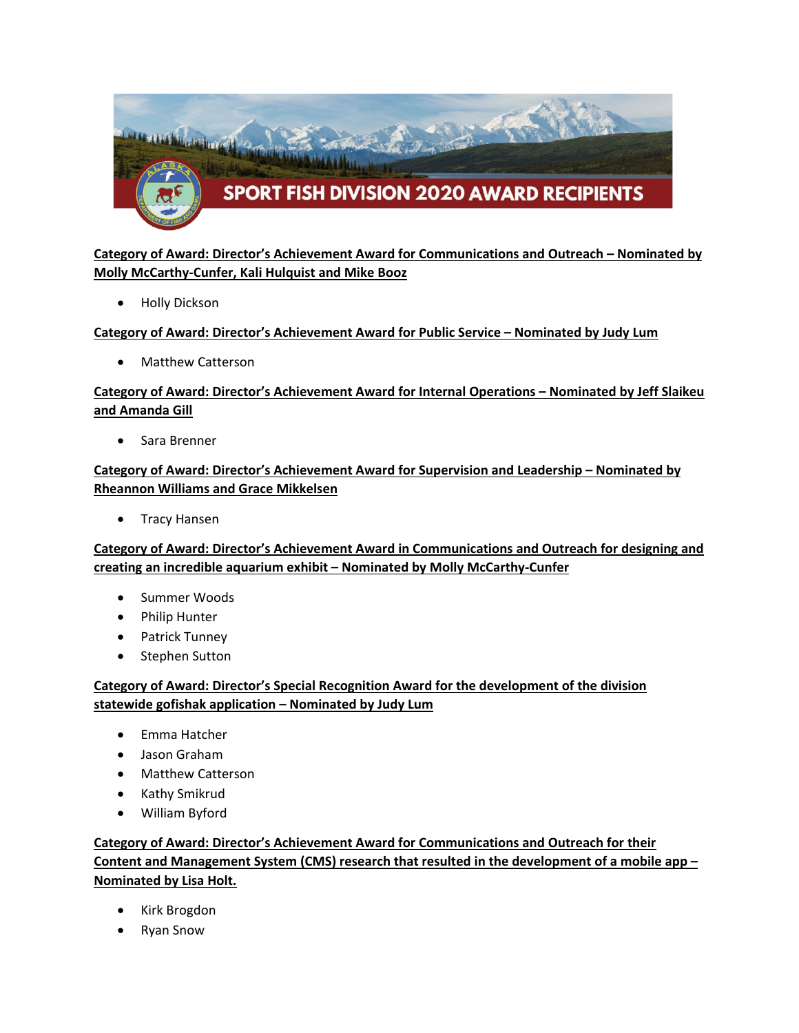# SPORT FISH DIVISION 2020 AWARD RECIPIENTS

**Category of Award: Director's Achievement Award for Communications and Outreach – Nominated by Molly McCarthy-Cunfer, Kali Hulquist and Mike Booz**

- Holly Dickson

**Category of Award: Director's Achievement Award for Public Service – Nominated by Judy Lum**

- Matthew Catterson

**Category of Award: Director's Achievement Award for Internal Operations – Nominated by Jeff Slaikeu and Amanda Gill**

- Sara Brenner

**Category of Award: Director's Achievement Award for Supervision and Leadership – Nominated by Rheannon Williams and Grace Mikkelsen**

- Tracy Hansen

**Category of Award: Director's Achievement Award in Communications and Outreach for designing and creating an incredible aquarium exhibit – Nominated by Molly McCarthy-Cunfer**

- Summer Woods
- Philip Hunter
- Patrick Tunney
- Stephen Sutton

**Category of Award: Director's Special Recognition Award for the development of the division statewide gofishak application – Nominated by Judy Lum**

- Emma Hatcher
- Jason Graham
- Matthew Catterson
- Kathy Smikrud
- William Byford

**Category of Award: Director's Achievement Award for Communications and Outreach for their Content and Management System (CMS) research that resulted in the development of a mobile app – Nominated by Lisa Holt.**

- Kirk Brogdon
- Ryan Snow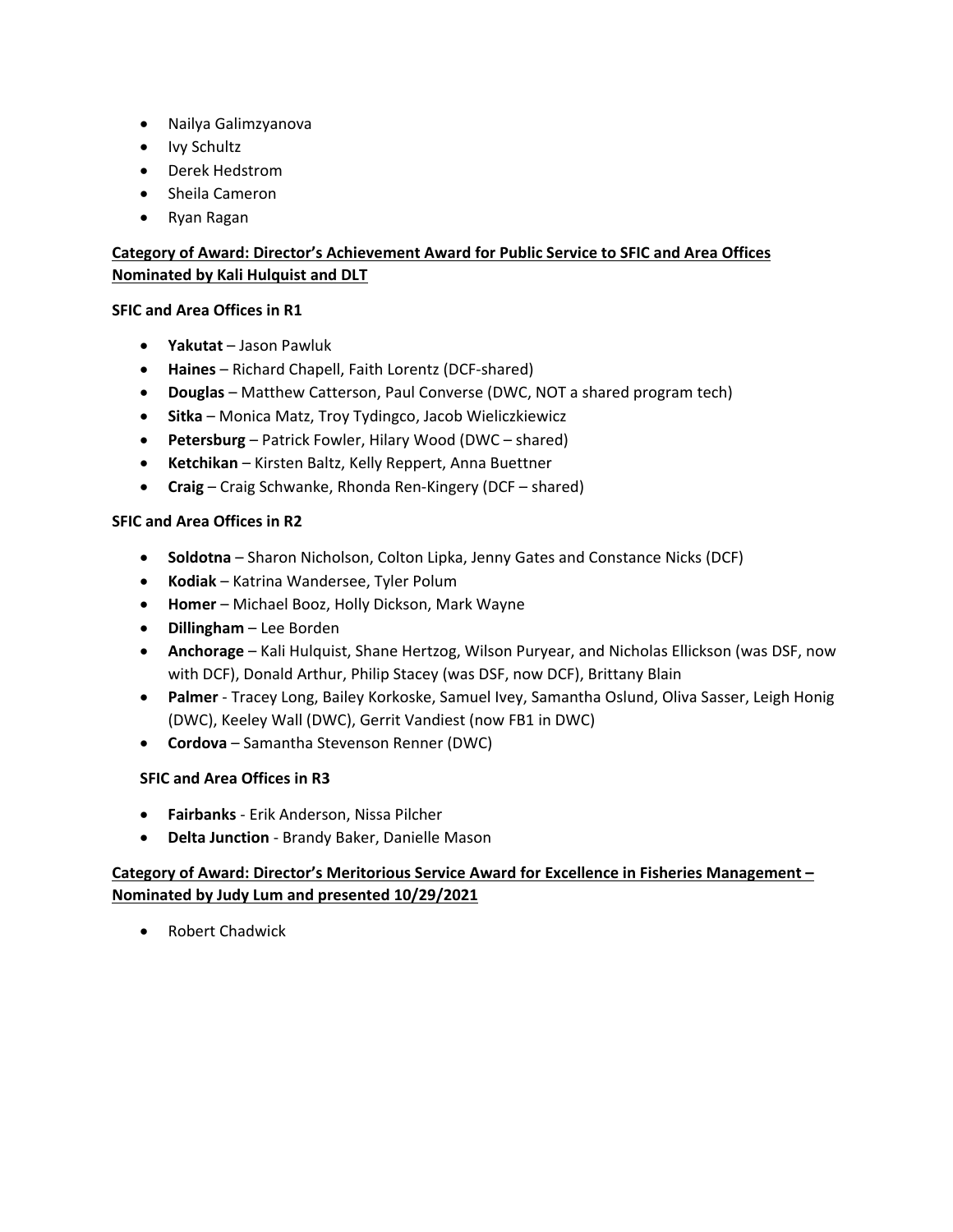- Nailya Galimzyanova
- Ivy Schultz
- Derek Hedstrom
- Sheila Cameron
- Ryan Ragan

**Category of Award: Director's Achievement Award for Public Service to SFIC and Area Offices Nominated by Kali Hulquist and DLT**

**SFIC and Area Offices in R1**

- **Yakutat** – Jason Pawluk
- **Haines** – Richard Chapell, Faith Lorentz (DCF-shared)
- **Douglas** – Matthew Catterson, Paul Converse (DWC, NOT a shared program tech)
- **Sitka** – Monica Matz, Troy Tydingco, Jacob Wieliczkiewicz
- **Petersburg** – Patrick Fowler, Hilary Wood (DWC – shared)
- **Ketchikan** – Kirsten Baltz, Kelly Reppert, Anna Buettner
- **Craig** – Craig Schwanke, Rhonda Ren-Kingery (DCF – shared)

**SFIC and Area Offices in R2**

- **Soldotna** – Sharon Nicholson, Colton Lipka, Jenny Gates and Constance Nicks (DCF)
- **Kodiak** – Katrina Wandersee, Tyler Polum
- **Homer** – Michael Booz, Holly Dickson, Mark Wayne
- **Dillingham** – Lee Borden
- **Anchorage** – Kali Hulquist, Shane Hertzog, Wilson Puryear, and Nicholas Ellickson (was DSF, now with DCF), Donald Arthur, Philip Stacey (was DSF, now DCF), Brittany Blain
- **Palmer** - Tracey Long, Bailey Korkoske, Samuel Ivey, Samantha Oslund, Oliva Sasser, Leigh Honig (DWC), Keeley Wall (DWC), Gerrit Vandiest (now FB1 in DWC)
- **Cordova** – Samantha Stevenson Renner (DWC)

**SFIC and Area Offices in R3**

- **Fairbanks** - Erik Anderson, Nissa Pilcher
- **Delta Junction** - Brandy Baker, Danielle Mason

**Category of Award: Director's Meritorious Service Award for Excellence in Fisheries Management – Nominated by Judy Lum and presented 10/29/2021**

- Robert Chadwick